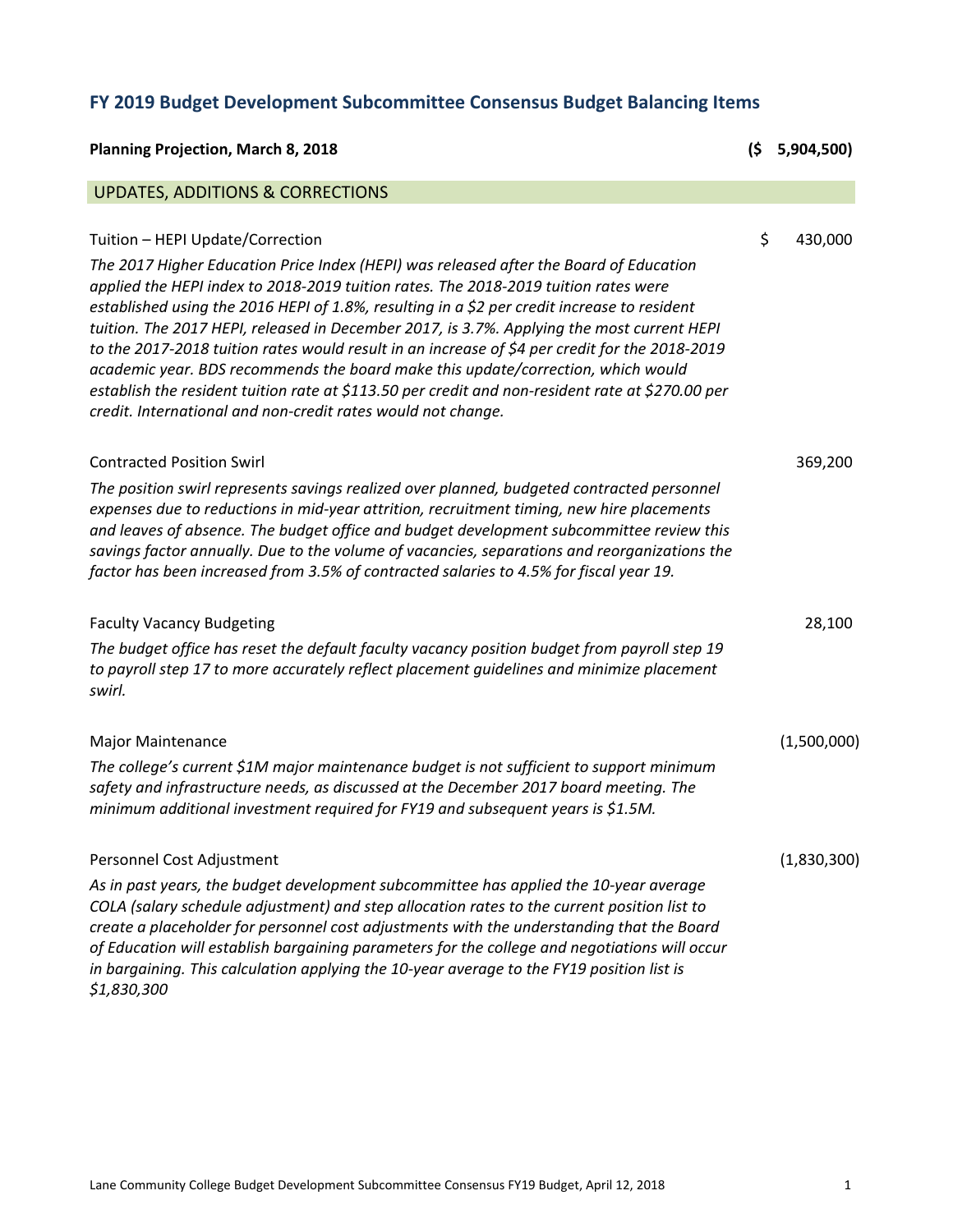## FY 2019 Budget Development Subcommittee Consensus Budget Balancing Items

**Planning Projection, March 8, 2018** **($ 5,904,500)**

### UPDATES, ADDITIONS & CORRECTIONS

Tuition – HEPI Update/Correction $ 430,000

*The 2017 Higher Education Price Index (HEPI) was released after the Board of Education applied the HEPI index to 2018-2019 tuition rates. The 2018-2019 tuition rates were established using the 2016 HEPI of 1.8%, resulting in a $2 per credit increase to resident tuition. The 2017 HEPI, released in December 2017, is 3.7%. Applying the most current HEPI to the 2017-2018 tuition rates would result in an increase of $4 per credit for the 2018-2019 academic year. BDS recommends the board make this update/correction, which would establish the resident tuition rate at $113.50 per credit and non-resident rate at $270.00 per credit. International and non-credit rates would not change.*

Contracted Position Swirl 369,200

*The position swirl represents savings realized over planned, budgeted contracted personnel expenses due to reductions in mid-year attrition, recruitment timing, new hire placements and leaves of absence. The budget office and budget development subcommittee review this savings factor annually. Due to the volume of vacancies, separations and reorganizations the factor has been increased from 3.5% of contracted salaries to 4.5% for fiscal year 19.*

Faculty Vacancy Budgeting 28,100

*The budget office has reset the default faculty vacancy position budget from payroll step 19 to payroll step 17 to more accurately reflect placement guidelines and minimize placement swirl.*

Major Maintenance (1,500,000)

*The college's current $1M major maintenance budget is not sufficient to support minimum safety and infrastructure needs, as discussed at the December 2017 board meeting. The minimum additional investment required for FY19 and subsequent years is $1.5M.*

Personnel Cost Adjustment (1,830,300)

*As in past years, the budget development subcommittee has applied the 10-year average COLA (salary schedule adjustment) and step allocation rates to the current position list to create a placeholder for personnel cost adjustments with the understanding that the Board of Education will establish bargaining parameters for the college and negotiations will occur in bargaining. This calculation applying the 10-year average to the FY19 position list is $1,830,300*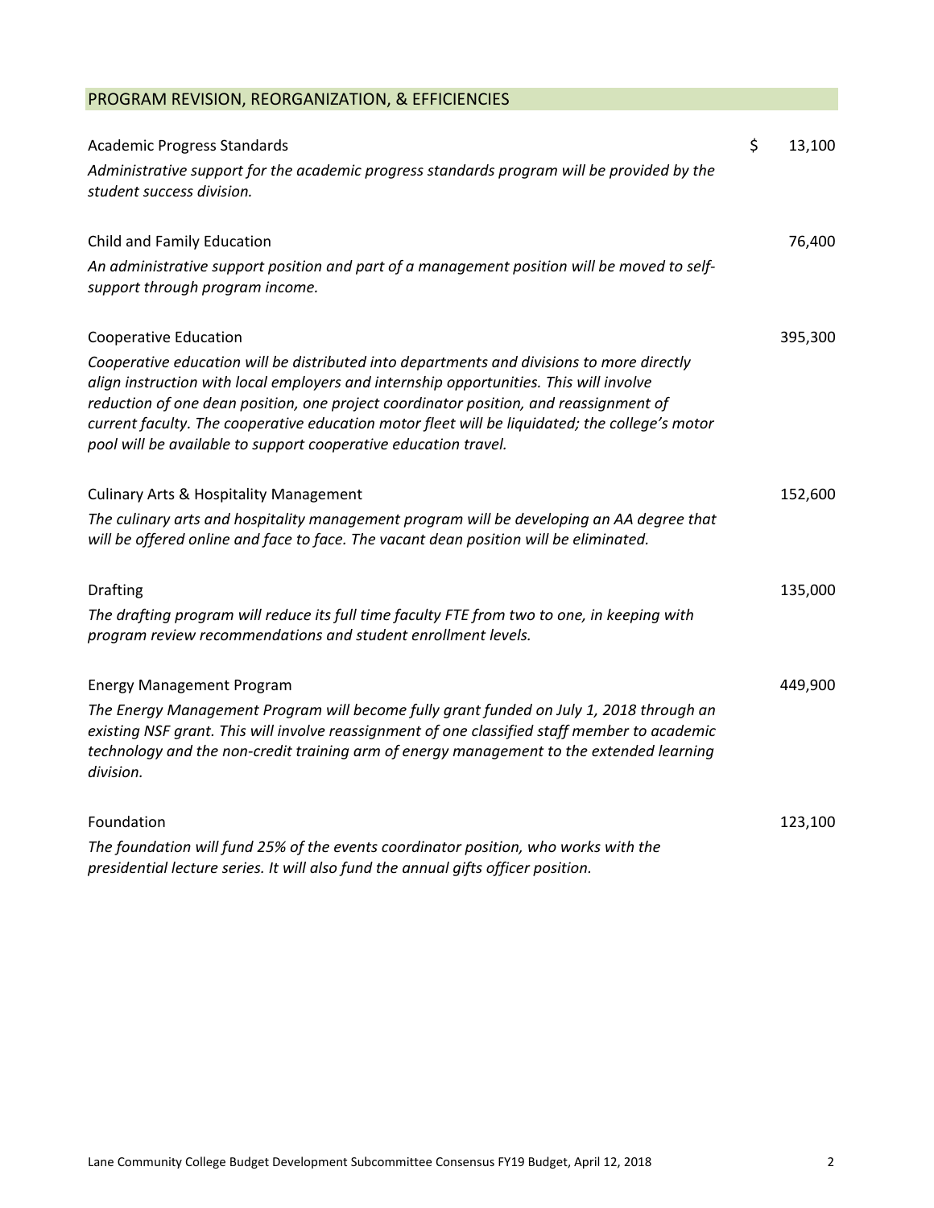## PROGRAM REVISION, REORGANIZATION, & EFFICIENCIES

| | |
|---|---|
| Academic Progress Standards | $ 13,100 |
| *Administrative support for the academic progress standards program will be provided by the student success division.* | |
| Child and Family Education | 76,400 |
| *An administrative support position and part of a management position will be moved to self-support through program income.* | |
| Cooperative Education | 395,300 |
| *Cooperative education will be distributed into departments and divisions to more directly align instruction with local employers and internship opportunities. This will involve reduction of one dean position, one project coordinator position, and reassignment of current faculty. The cooperative education motor fleet will be liquidated; the college's motor pool will be available to support cooperative education travel.* | |
| Culinary Arts & Hospitality Management | 152,600 |
| *The culinary arts and hospitality management program will be developing an AA degree that will be offered online and face to face. The vacant dean position will be eliminated.* | |
| Drafting | 135,000 |
| *The drafting program will reduce its full time faculty FTE from two to one, in keeping with program review recommendations and student enrollment levels.* | |
| Energy Management Program | 449,900 |
| *The Energy Management Program will become fully grant funded on July 1, 2018 through an existing NSF grant. This will involve reassignment of one classified staff member to academic technology and the non-credit training arm of energy management to the extended learning division.* | |
| Foundation | 123,100 |
| *The foundation will fund 25% of the events coordinator position, who works with the presidential lecture series. It will also fund the annual gifts officer position.* | |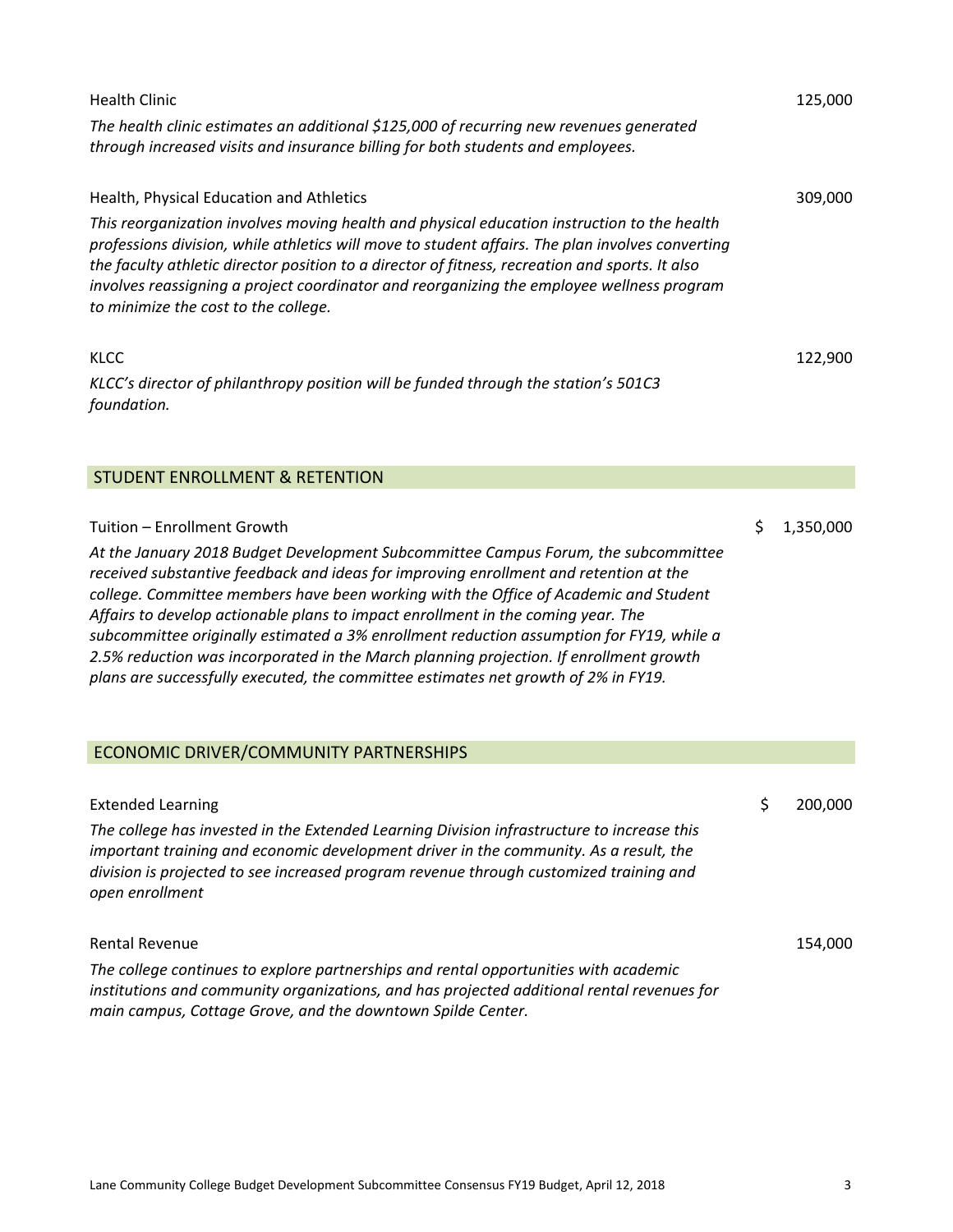Health Clinic 125,000

*The health clinic estimates an additional $125,000 of recurring new revenues generated through increased visits and insurance billing for both students and employees.*

Health, Physical Education and Athletics 309,000

*This reorganization involves moving health and physical education instruction to the health professions division, while athletics will move to student affairs. The plan involves converting the faculty athletic director position to a director of fitness, recreation and sports. It also involves reassigning a project coordinator and reorganizing the employee wellness program to minimize the cost to the college.*

KLCC 122,900

*KLCC's director of philanthropy position will be funded through the station's 501C3 foundation.*

## STUDENT ENROLLMENT & RETENTION

Tuition – Enrollment Growth $ 1,350,000

*At the January 2018 Budget Development Subcommittee Campus Forum, the subcommittee received substantive feedback and ideas for improving enrollment and retention at the college. Committee members have been working with the Office of Academic and Student Affairs to develop actionable plans to impact enrollment in the coming year. The subcommittee originally estimated a 3% enrollment reduction assumption for FY19, while a 2.5% reduction was incorporated in the March planning projection. If enrollment growth plans are successfully executed, the committee estimates net growth of 2% in FY19.*

## ECONOMIC DRIVER/COMMUNITY PARTNERSHIPS

Extended Learning $ 200,000

*The college has invested in the Extended Learning Division infrastructure to increase this important training and economic development driver in the community. As a result, the division is projected to see increased program revenue through customized training and open enrollment*

Rental Revenue 154,000

*The college continues to explore partnerships and rental opportunities with academic institutions and community organizations, and has projected additional rental revenues for main campus, Cottage Grove, and the downtown Spilde Center.*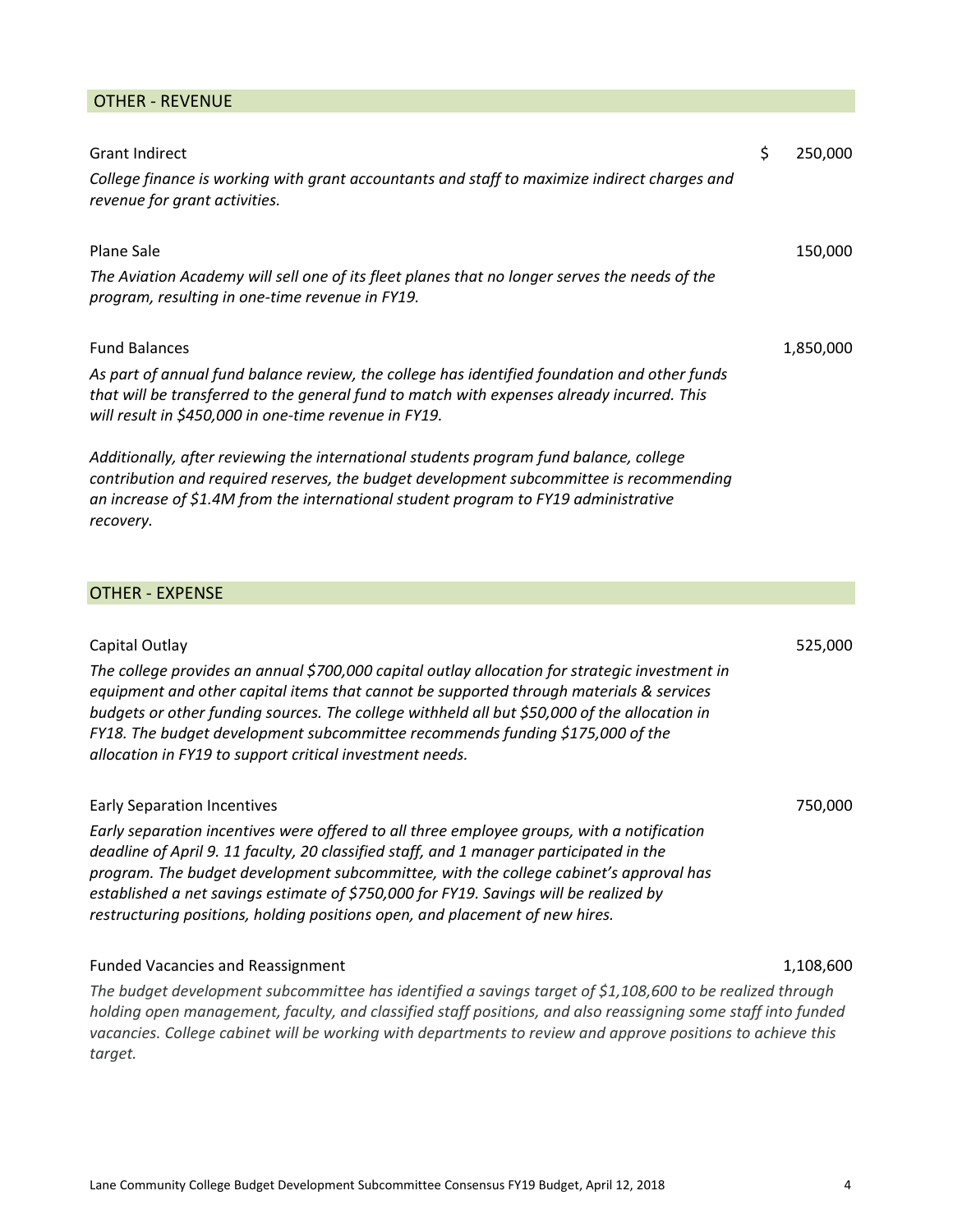## OTHER - REVENUE

**Grant Indirect** — $ 250,000

*College finance is working with grant accountants and staff to maximize indirect charges and revenue for grant activities.*

**Plane Sale** — 150,000

*The Aviation Academy will sell one of its fleet planes that no longer serves the needs of the program, resulting in one-time revenue in FY19.*

**Fund Balances** — 1,850,000

*As part of annual fund balance review, the college has identified foundation and other funds that will be transferred to the general fund to match with expenses already incurred. This will result in $450,000 in one-time revenue in FY19.*

*Additionally, after reviewing the international students program fund balance, college contribution and required reserves, the budget development subcommittee is recommending an increase of $1.4M from the international student program to FY19 administrative recovery.*

## OTHER - EXPENSE

**Capital Outlay** — 525,000

*The college provides an annual $700,000 capital outlay allocation for strategic investment in equipment and other capital items that cannot be supported through materials & services budgets or other funding sources. The college withheld all but $50,000 of the allocation in FY18. The budget development subcommittee recommends funding $175,000 of the allocation in FY19 to support critical investment needs.*

**Early Separation Incentives** — 750,000

*Early separation incentives were offered to all three employee groups, with a notification deadline of April 9. 11 faculty, 20 classified staff, and 1 manager participated in the program. The budget development subcommittee, with the college cabinet's approval has established a net savings estimate of $750,000 for FY19. Savings will be realized by restructuring positions, holding positions open, and placement of new hires.*

**Funded Vacancies and Reassignment** — 1,108,600

*The budget development subcommittee has identified a savings target of $1,108,600 to be realized through holding open management, faculty, and classified staff positions, and also reassigning some staff into funded vacancies. College cabinet will be working with departments to review and approve positions to achieve this target.*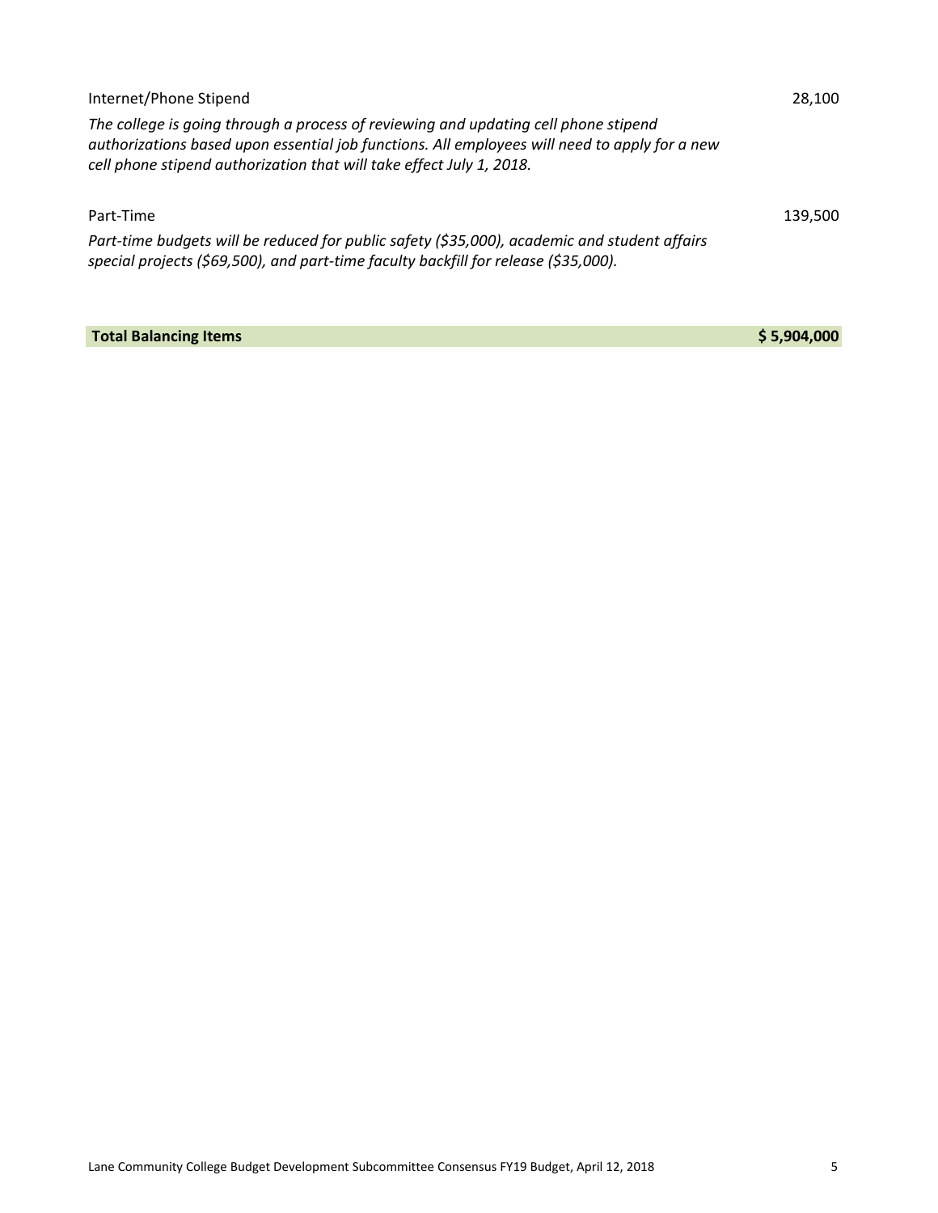Internet/Phone Stipend 28,100

*The college is going through a process of reviewing and updating cell phone stipend authorizations based upon essential job functions. All employees will need to apply for a new cell phone stipend authorization that will take effect July 1, 2018.*

Part-Time 139,500

*Part-time budgets will be reduced for public safety ($35,000), academic and student affairs special projects ($69,500), and part-time faculty backfill for release ($35,000).*

| **Total Balancing Items** | **$ 5,904,000** |
|---|---|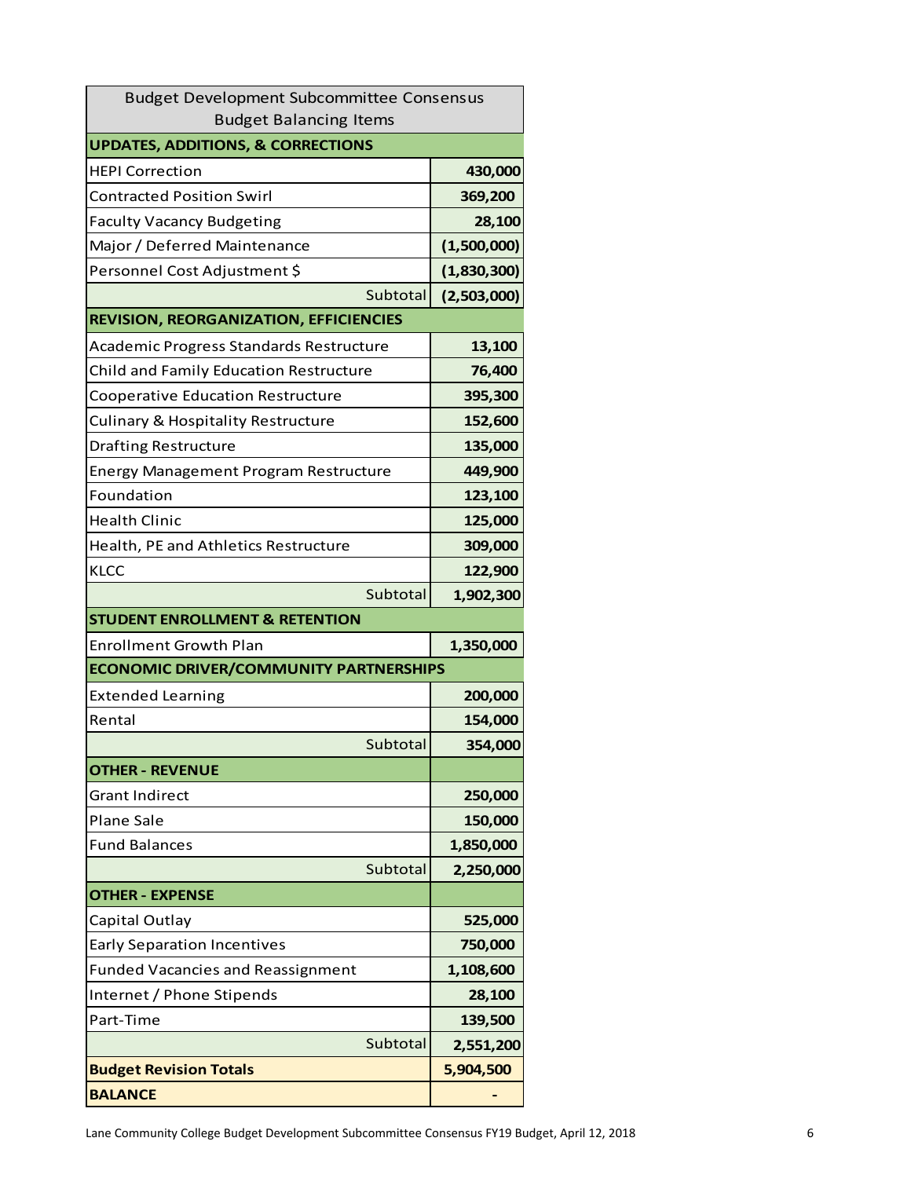| Budget Development Subcommittee Consensus Budget Balancing Items | |
|---|---|
| **UPDATES, ADDITIONS, & CORRECTIONS** | |
| HEPI Correction | **430,000** |
| Contracted Position Swirl | **369,200** |
| Faculty Vacancy Budgeting | **28,100** |
| Major / Deferred Maintenance | **(1,500,000)** |
| Personnel Cost Adjustment $ | **(1,830,300)** |
| Subtotal | **(2,503,000)** |
| **REVISION, REORGANIZATION, EFFICIENCIES** | |
| Academic Progress Standards Restructure | **13,100** |
| Child and Family Education Restructure | **76,400** |
| Cooperative Education Restructure | **395,300** |
| Culinary & Hospitality Restructure | **152,600** |
| Drafting Restructure | **135,000** |
| Energy Management Program Restructure | **449,900** |
| Foundation | **123,100** |
| Health Clinic | **125,000** |
| Health, PE and Athletics Restructure | **309,000** |
| KLCC | **122,900** |
| Subtotal | **1,902,300** |
| **STUDENT ENROLLMENT & RETENTION** | |
| Enrollment Growth Plan | **1,350,000** |
| **ECONOMIC DRIVER/COMMUNITY PARTNERSHIPS** | |
| Extended Learning | **200,000** |
| Rental | **154,000** |
| Subtotal | **354,000** |
| **OTHER - REVENUE** | |
| Grant Indirect | **250,000** |
| Plane Sale | **150,000** |
| Fund Balances | **1,850,000** |
| Subtotal | **2,250,000** |
| **OTHER - EXPENSE** | |
| Capital Outlay | **525,000** |
| Early Separation Incentives | **750,000** |
| Funded Vacancies and Reassignment | **1,108,600** |
| Internet / Phone Stipends | **28,100** |
| Part-Time | **139,500** |
| Subtotal | **2,551,200** |
| **Budget Revision Totals** | **5,904,500** |
| **BALANCE** | **-** |

Lane Community College Budget Development Subcommittee Consensus FY19 Budget, April 12, 2018